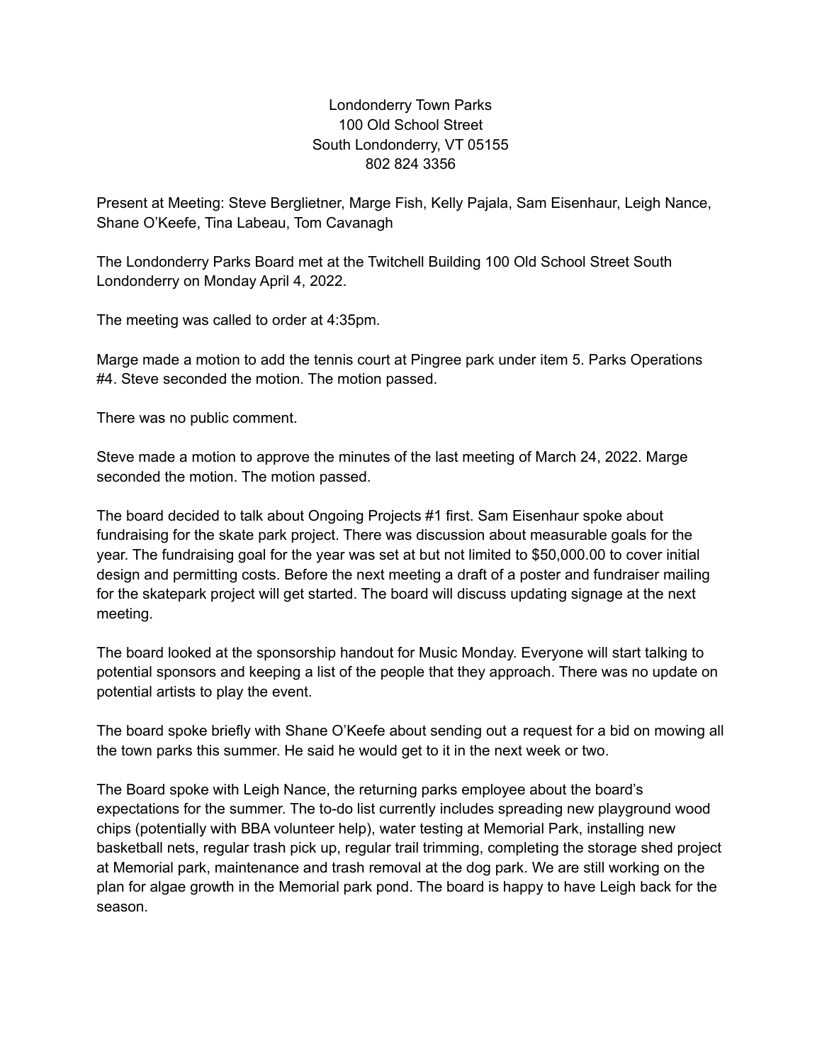Londonderry Town Parks
100 Old School Street
South Londonderry, VT 05155
802 824 3356

Present at Meeting: Steve Berglietner, Marge Fish, Kelly Pajala, Sam Eisenhaur, Leigh Nance, Shane O'Keefe, Tina Labeau, Tom Cavanagh

The Londonderry Parks Board met at the Twitchell Building 100 Old School Street South Londonderry on Monday April 4, 2022.

The meeting was called to order at 4:35pm.

Marge made a motion to add the tennis court at Pingree park under item 5. Parks Operations #4. Steve seconded the motion. The motion passed.

There was no public comment.

Steve made a motion to approve the minutes of the last meeting of March 24, 2022. Marge seconded the motion. The motion passed.

The board decided to talk about Ongoing Projects #1 first. Sam Eisenhaur spoke about fundraising for the skate park project. There was discussion about measurable goals for the year. The fundraising goal for the year was set at but not limited to $50,000.00 to cover initial design and permitting costs. Before the next meeting a draft of a poster and fundraiser mailing for the skatepark project will get started. The board will discuss updating signage at the next meeting.

The board looked at the sponsorship handout for Music Monday. Everyone will start talking to potential sponsors and keeping a list of the people that they approach. There was no update on potential artists to play the event.

The board spoke briefly with Shane O'Keefe about sending out a request for a bid on mowing all the town parks this summer. He said he would get to it in the next week or two.

The Board spoke with Leigh Nance, the returning parks employee about the board's expectations for the summer. The to-do list currently includes spreading new playground wood chips (potentially with BBA volunteer help), water testing at Memorial Park, installing new basketball nets, regular trash pick up, regular trail trimming, completing the storage shed project at Memorial park, maintenance and trash removal at the dog park. We are still working on the plan for algae growth in the Memorial park pond. The board is happy to have Leigh back for the season.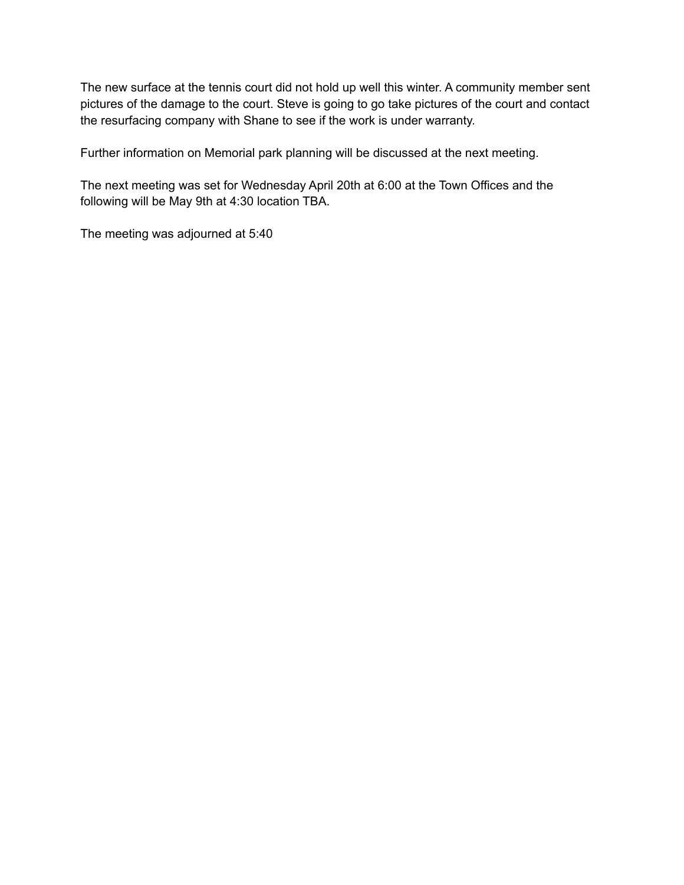The new surface at the tennis court did not hold up well this winter. A community member sent pictures of the damage to the court. Steve is going to go take pictures of the court and contact the resurfacing company with Shane to see if the work is under warranty.

Further information on Memorial park planning will be discussed at the next meeting.

The next meeting was set for Wednesday April 20th at 6:00 at the Town Offices and the following will be May 9th at 4:30 location TBA.

The meeting was adjourned at 5:40